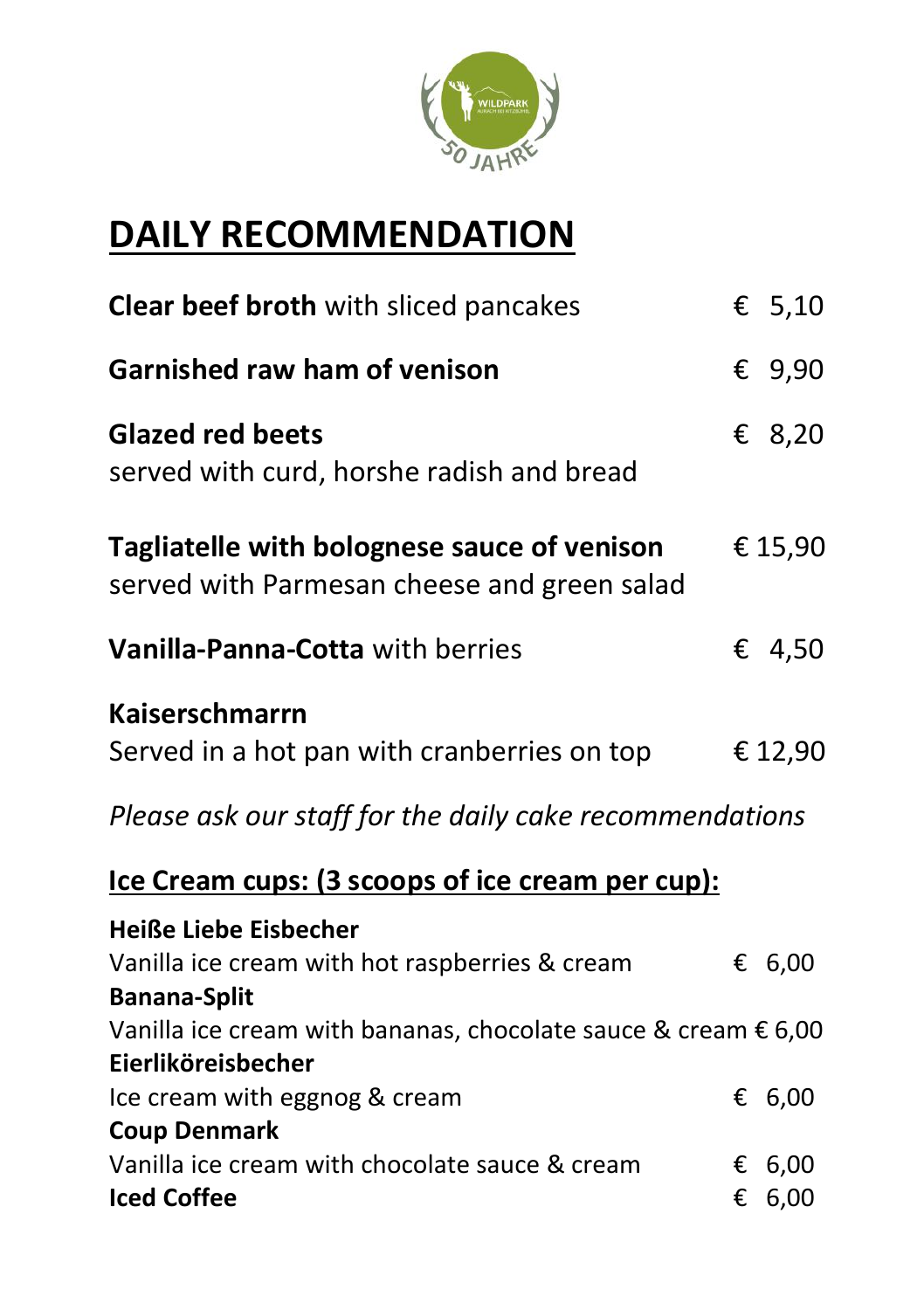# DAILY RECOMMENDATION

| | |
|---|---|
| **Clear beef broth** with sliced pancakes | € 5,10 |
| **Garnished raw ham of venison** | € 9,90 |
| **Glazed red beets** served with curd, horshe radish and bread | € 8,20 |
| **Tagliatelle with bolognese sauce of venison** served with Parmesan cheese and green salad | € 15,90 |
| **Vanilla-Panna-Cotta** with berries | € 4,50 |
| **Kaiserschmarrn** Served in a hot pan with cranberries on top | € 12,90 |

*Please ask our staff for the daily cake recommendations*

## Ice Cream cups: (3 scoops of ice cream per cup):

| | |
|---|---|
| **Heiße Liebe Eisbecher** Vanilla ice cream with hot raspberries & cream | € 6,00 |
| **Banana-Split** Vanilla ice cream with bananas, chocolate sauce & cream | € 6,00 |
| **Eierlikör­eisbecher** Ice cream with eggnog & cream | € 6,00 |
| **Coup Denmark** Vanilla ice cream with chocolate sauce & cream | € 6,00 |
| **Iced Coffee** | € 6,00 |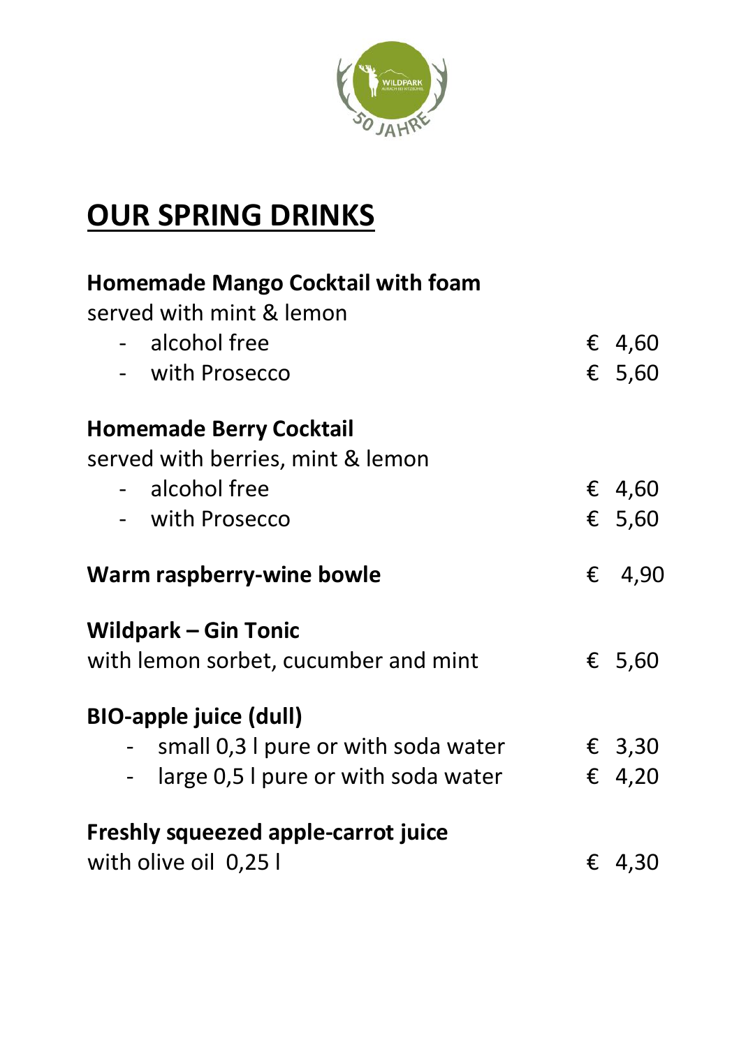# OUR SPRING DRINKS

**Homemade Mango Cocktail with foam**
served with mint & lemon

- alcohol free € 4,60
- with Prosecco € 5,60

**Homemade Berry Cocktail**
served with berries, mint & lemon

- alcohol free € 4,60
- with Prosecco € 5,60

**Warm raspberry-wine bowle** € 4,90

**Wildpark – Gin Tonic**
with lemon sorbet, cucumber and mint € 5,60

**BIO-apple juice (dull)**

- small 0,3 l pure or with soda water € 3,30
- large 0,5 l pure or with soda water € 4,20

**Freshly squeezed apple-carrot juice**
with olive oil 0,25 l € 4,30